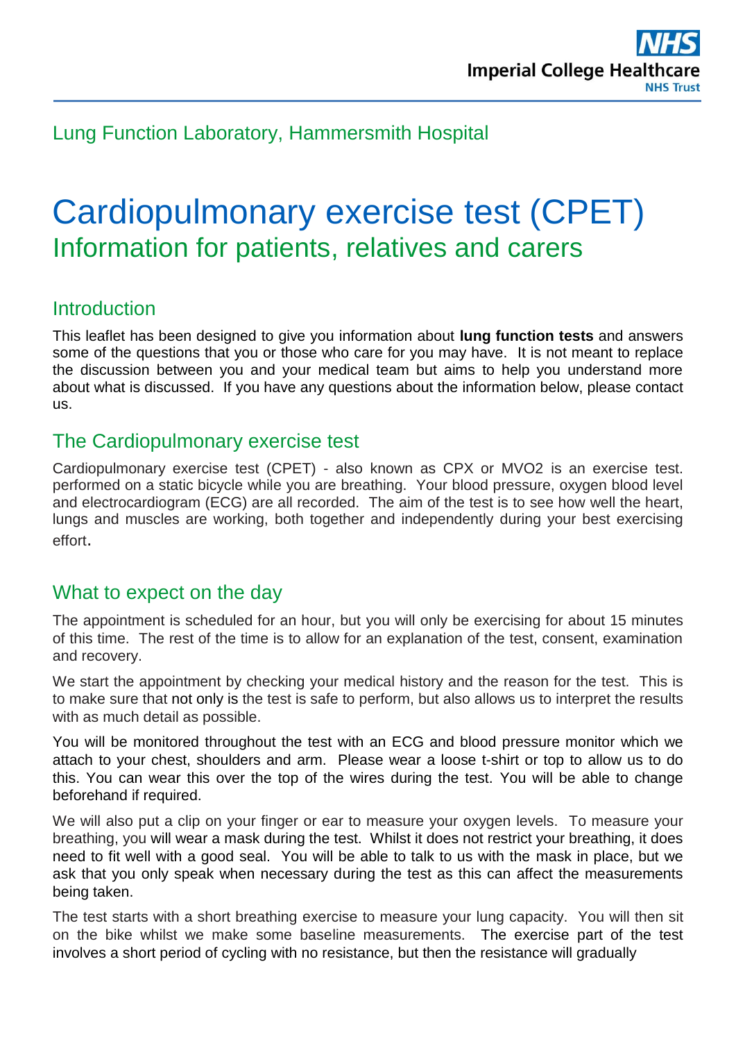Imperial College Healthcare NHS Trust

Lung Function Laboratory, Hammersmith Hospital

# Cardiopulmonary exercise test (CPET)

## Information for patients, relatives and carers

### Introduction

This leaflet has been designed to give you information about **lung function tests** and answers some of the questions that you or those who care for you may have. It is not meant to replace the discussion between you and your medical team but aims to help you understand more about what is discussed. If you have any questions about the information below, please contact us.

### The Cardiopulmonary exercise test

Cardiopulmonary exercise test (CPET) - also known as CPX or MVO2 is an exercise test. performed on a static bicycle while you are breathing. Your blood pressure, oxygen blood level and electrocardiogram (ECG) are all recorded. The aim of the test is to see how well the heart, lungs and muscles are working, both together and independently during your best exercising effort.

### What to expect on the day

The appointment is scheduled for an hour, but you will only be exercising for about 15 minutes of this time. The rest of the time is to allow for an explanation of the test, consent, examination and recovery.

We start the appointment by checking your medical history and the reason for the test. This is to make sure that not only is the test is safe to perform, but also allows us to interpret the results with as much detail as possible.

You will be monitored throughout the test with an ECG and blood pressure monitor which we attach to your chest, shoulders and arm. Please wear a loose t-shirt or top to allow us to do this. You can wear this over the top of the wires during the test. You will be able to change beforehand if required.

We will also put a clip on your finger or ear to measure your oxygen levels. To measure your breathing, you will wear a mask during the test. Whilst it does not restrict your breathing, it does need to fit well with a good seal. You will be able to talk to us with the mask in place, but we ask that you only speak when necessary during the test as this can affect the measurements being taken.

The test starts with a short breathing exercise to measure your lung capacity. You will then sit on the bike whilst we make some baseline measurements. The exercise part of the test involves a short period of cycling with no resistance, but then the resistance will gradually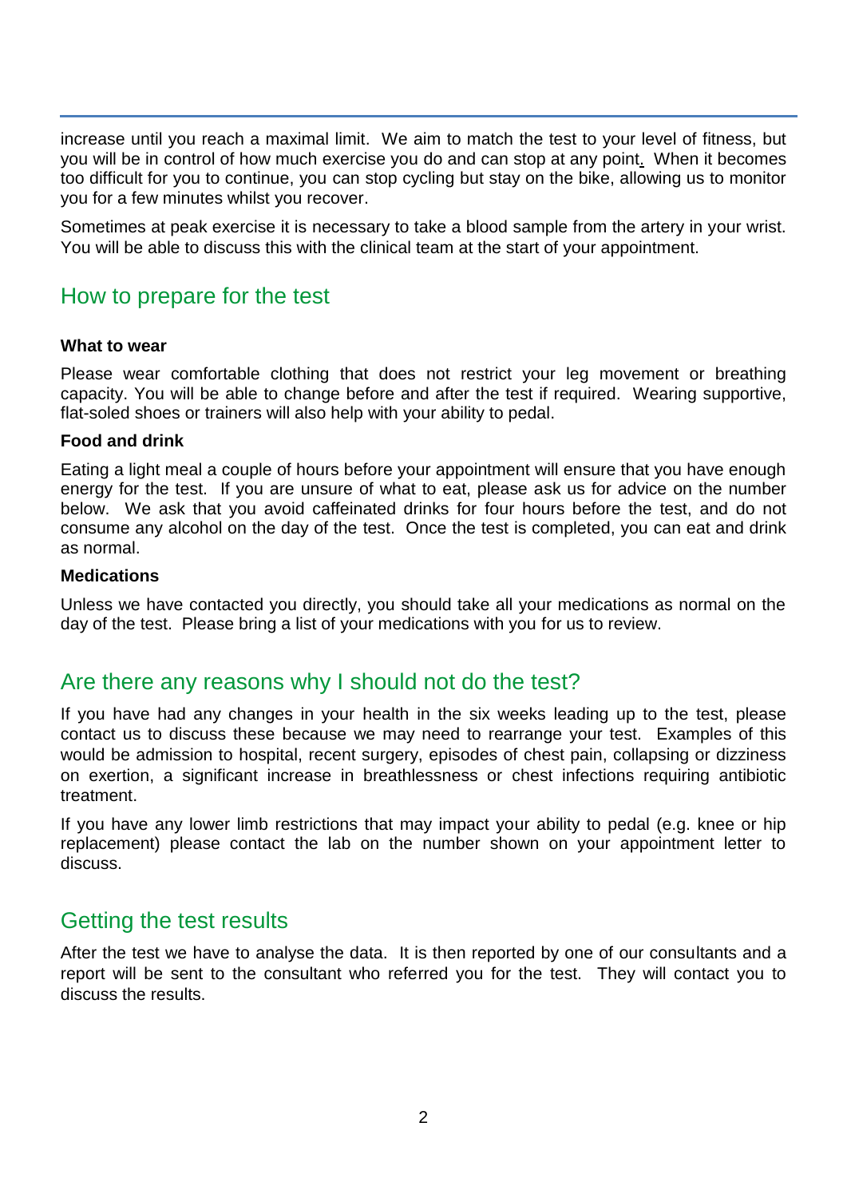increase until you reach a maximal limit. We aim to match the test to your level of fitness, but you will be in control of how much exercise you do and can stop at any point. When it becomes too difficult for you to continue, you can stop cycling but stay on the bike, allowing us to monitor you for a few minutes whilst you recover.

Sometimes at peak exercise it is necessary to take a blood sample from the artery in your wrist. You will be able to discuss this with the clinical team at the start of your appointment.

## How to prepare for the test

**What to wear**

Please wear comfortable clothing that does not restrict your leg movement or breathing capacity. You will be able to change before and after the test if required. Wearing supportive, flat-soled shoes or trainers will also help with your ability to pedal.

**Food and drink**

Eating a light meal a couple of hours before your appointment will ensure that you have enough energy for the test. If you are unsure of what to eat, please ask us for advice on the number below. We ask that you avoid caffeinated drinks for four hours before the test, and do not consume any alcohol on the day of the test. Once the test is completed, you can eat and drink as normal.

**Medications**

Unless we have contacted you directly, you should take all your medications as normal on the day of the test. Please bring a list of your medications with you for us to review.

## Are there any reasons why I should not do the test?

If you have had any changes in your health in the six weeks leading up to the test, please contact us to discuss these because we may need to rearrange your test. Examples of this would be admission to hospital, recent surgery, episodes of chest pain, collapsing or dizziness on exertion, a significant increase in breathlessness or chest infections requiring antibiotic treatment.

If you have any lower limb restrictions that may impact your ability to pedal (e.g. knee or hip replacement) please contact the lab on the number shown on your appointment letter to discuss.

## Getting the test results

After the test we have to analyse the data. It is then reported by one of our consultants and a report will be sent to the consultant who referred you for the test. They will contact you to discuss the results.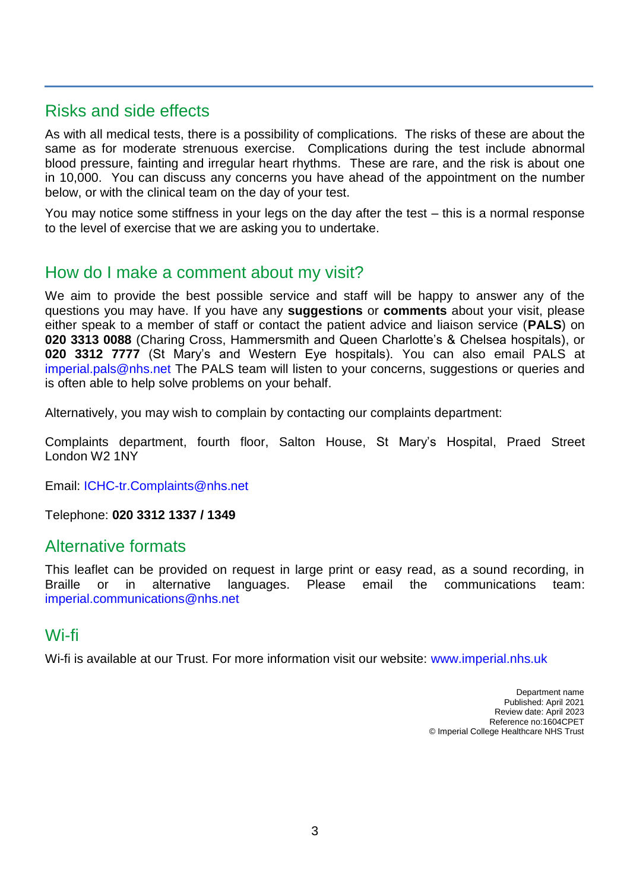## Risks and side effects

As with all medical tests, there is a possibility of complications. The risks of these are about the same as for moderate strenuous exercise. Complications during the test include abnormal blood pressure, fainting and irregular heart rhythms. These are rare, and the risk is about one in 10,000. You can discuss any concerns you have ahead of the appointment on the number below, or with the clinical team on the day of your test.

You may notice some stiffness in your legs on the day after the test – this is a normal response to the level of exercise that we are asking you to undertake.

## How do I make a comment about my visit?

We aim to provide the best possible service and staff will be happy to answer any of the questions you may have. If you have any **suggestions** or **comments** about your visit, please either speak to a member of staff or contact the patient advice and liaison service (**PALS**) on **020 3313 0088** (Charing Cross, Hammersmith and Queen Charlotte's & Chelsea hospitals), or **020 3312 7777** (St Mary's and Western Eye hospitals). You can also email PALS at imperial.pals@nhs.net The PALS team will listen to your concerns, suggestions or queries and is often able to help solve problems on your behalf.

Alternatively, you may wish to complain by contacting our complaints department:

Complaints department, fourth floor, Salton House, St Mary's Hospital, Praed Street London W2 1NY

Email: ICHC-tr.Complaints@nhs.net

Telephone: **020 3312 1337 / 1349**

## Alternative formats

This leaflet can be provided on request in large print or easy read, as a sound recording, in Braille or in alternative languages. Please email the communications team: imperial.communications@nhs.net

## Wi-fi

Wi-fi is available at our Trust. For more information visit our website: www.imperial.nhs.uk

Department name
Published: April 2021
Review date: April 2023
Reference no:1604CPET
© Imperial College Healthcare NHS Trust